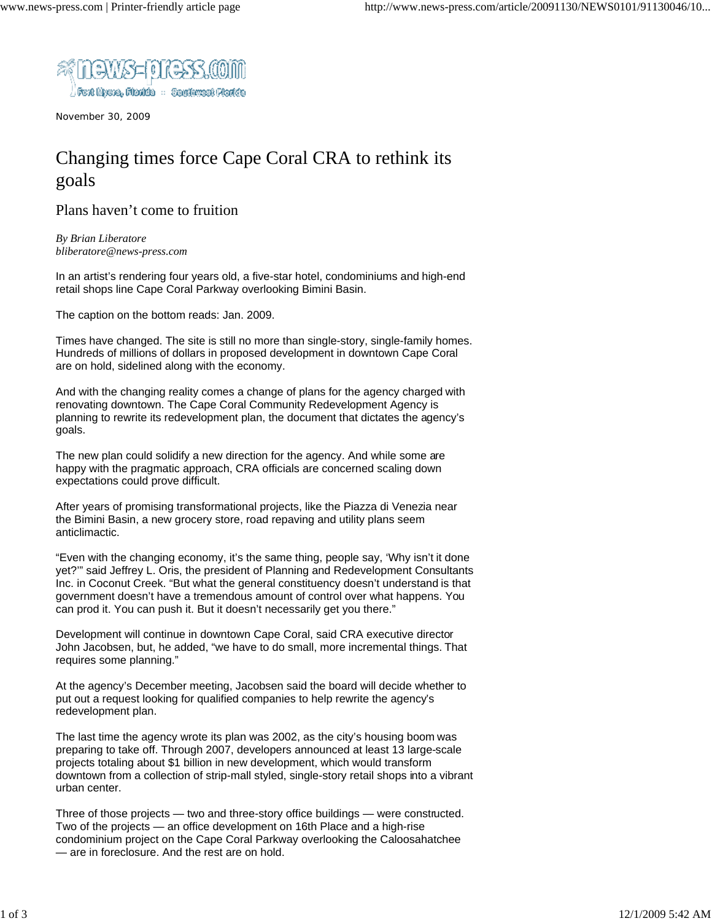November 30, 2009

# Changing times force Cape Coral CRA to rethink its goals

## Plans haven't come to fruition

*By Brian Liberatore*
*bliberatore@news-press.com*

In an artist's rendering four years old, a five-star hotel, condominiums and high-end retail shops line Cape Coral Parkway overlooking Bimini Basin.

The caption on the bottom reads: Jan. 2009.

Times have changed. The site is still no more than single-story, single-family homes. Hundreds of millions of dollars in proposed development in downtown Cape Coral are on hold, sidelined along with the economy.

And with the changing reality comes a change of plans for the agency charged with renovating downtown. The Cape Coral Community Redevelopment Agency is planning to rewrite its redevelopment plan, the document that dictates the agency's goals.

The new plan could solidify a new direction for the agency. And while some are happy with the pragmatic approach, CRA officials are concerned scaling down expectations could prove difficult.

After years of promising transformational projects, like the Piazza di Venezia near the Bimini Basin, a new grocery store, road repaving and utility plans seem anticlimactic.

"Even with the changing economy, it's the same thing, people say, 'Why isn't it done yet?'" said Jeffrey L. Oris, the president of Planning and Redevelopment Consultants Inc. in Coconut Creek. "But what the general constituency doesn't understand is that government doesn't have a tremendous amount of control over what happens. You can prod it. You can push it. But it doesn't necessarily get you there."

Development will continue in downtown Cape Coral, said CRA executive director John Jacobsen, but, he added, "we have to do small, more incremental things. That requires some planning."

At the agency's December meeting, Jacobsen said the board will decide whether to put out a request looking for qualified companies to help rewrite the agency's redevelopment plan.

The last time the agency wrote its plan was 2002, as the city's housing boom was preparing to take off. Through 2007, developers announced at least 13 large-scale projects totaling about $1 billion in new development, which would transform downtown from a collection of strip-mall styled, single-story retail shops into a vibrant urban center.

Three of those projects — two and three-story office buildings — were constructed. Two of the projects — an office development on 16th Place and a high-rise condominium project on the Cape Coral Parkway overlooking the Caloosahatchee — are in foreclosure. And the rest are on hold.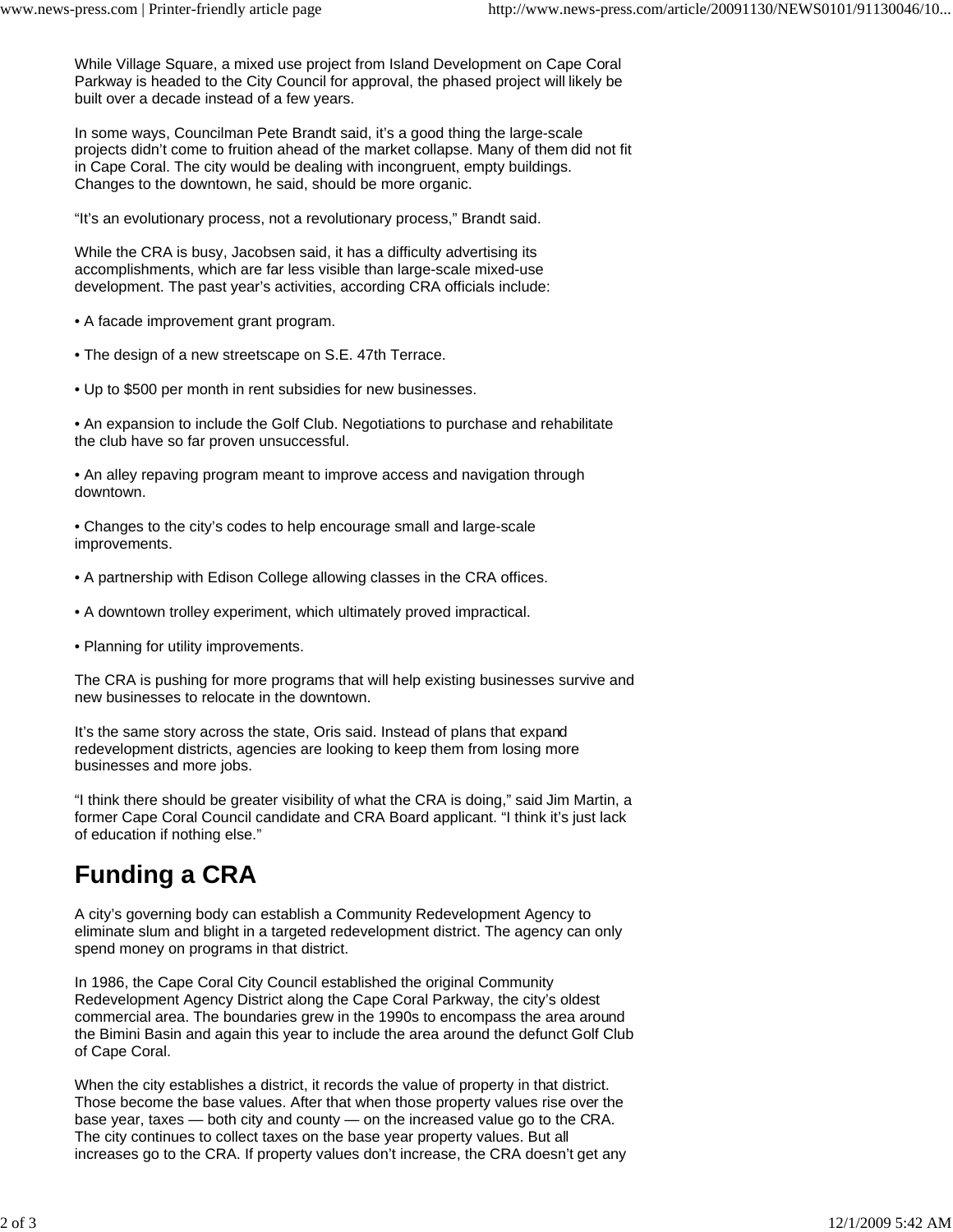While Village Square, a mixed use project from Island Development on Cape Coral Parkway is headed to the City Council for approval, the phased project will likely be built over a decade instead of a few years.

In some ways, Councilman Pete Brandt said, it’s a good thing the large-scale projects didn’t come to fruition ahead of the market collapse. Many of them did not fit in Cape Coral. The city would be dealing with incongruent, empty buildings. Changes to the downtown, he said, should be more organic.

“It’s an evolutionary process, not a revolutionary process,” Brandt said.

While the CRA is busy, Jacobsen said, it has a difficulty advertising its accomplishments, which are far less visible than large-scale mixed-use development. The past year’s activities, according CRA officials include:

- A facade improvement grant program.
- The design of a new streetscape on S.E. 47th Terrace.
- Up to $500 per month in rent subsidies for new businesses.
- An expansion to include the Golf Club. Negotiations to purchase and rehabilitate the club have so far proven unsuccessful.
- An alley repaving program meant to improve access and navigation through downtown.
- Changes to the city’s codes to help encourage small and large-scale improvements.
- A partnership with Edison College allowing classes in the CRA offices.
- A downtown trolley experiment, which ultimately proved impractical.
- Planning for utility improvements.

The CRA is pushing for more programs that will help existing businesses survive and new businesses to relocate in the downtown.

It’s the same story across the state, Oris said. Instead of plans that expand redevelopment districts, agencies are looking to keep them from losing more businesses and more jobs.

“I think there should be greater visibility of what the CRA is doing,” said Jim Martin, a former Cape Coral Council candidate and CRA Board applicant. “I think it’s just lack of education if nothing else.”

## Funding a CRA

A city’s governing body can establish a Community Redevelopment Agency to eliminate slum and blight in a targeted redevelopment district. The agency can only spend money on programs in that district.

In 1986, the Cape Coral City Council established the original Community Redevelopment Agency District along the Cape Coral Parkway, the city’s oldest commercial area. The boundaries grew in the 1990s to encompass the area around the Bimini Basin and again this year to include the area around the defunct Golf Club of Cape Coral.

When the city establishes a district, it records the value of property in that district. Those become the base values. After that when those property values rise over the base year, taxes — both city and county — on the increased value go to the CRA. The city continues to collect taxes on the base year property values. But all increases go to the CRA. If property values don’t increase, the CRA doesn’t get any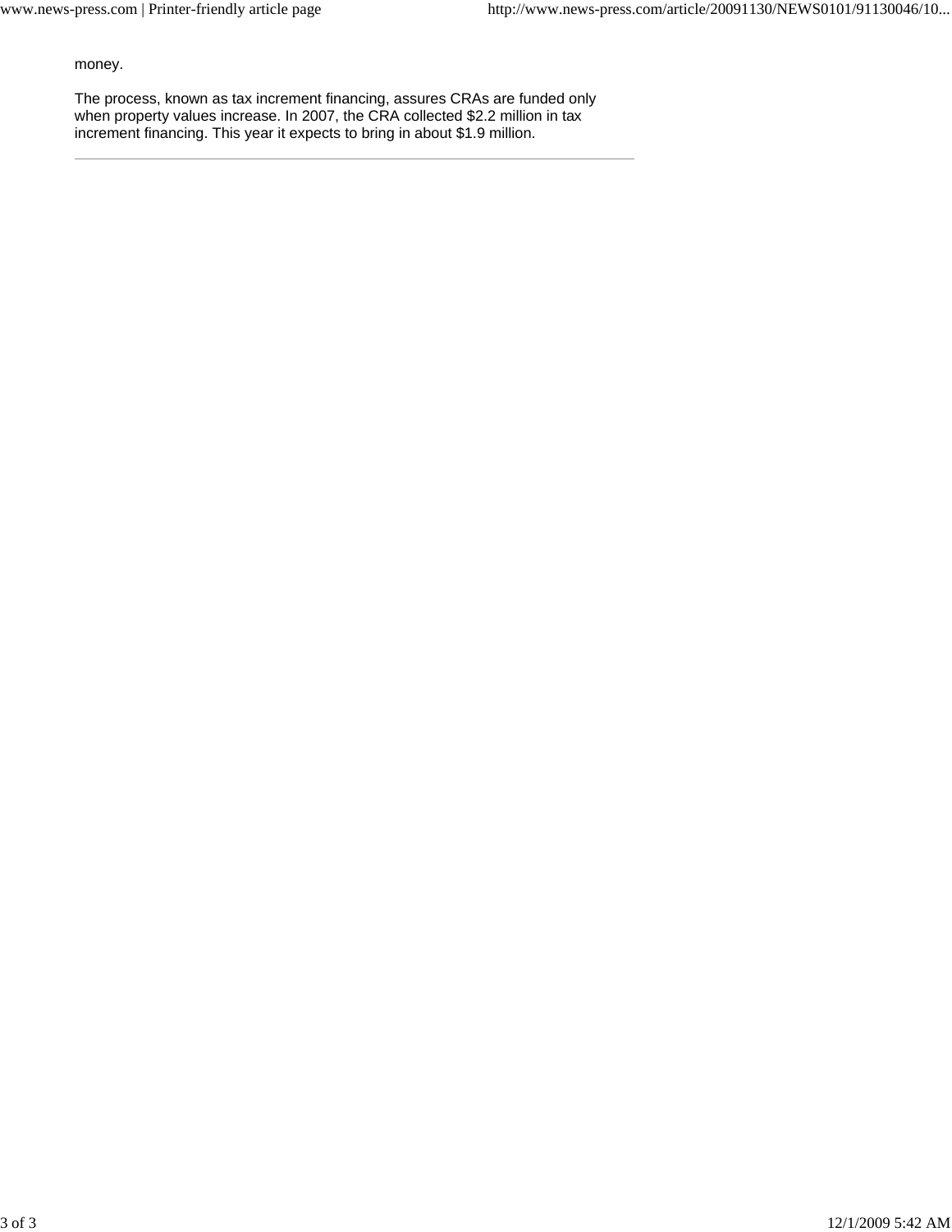money.

The process, known as tax increment financing, assures CRAs are funded only when property values increase. In 2007, the CRA collected $2.2 million in tax increment financing. This year it expects to bring in about $1.9 million.

---